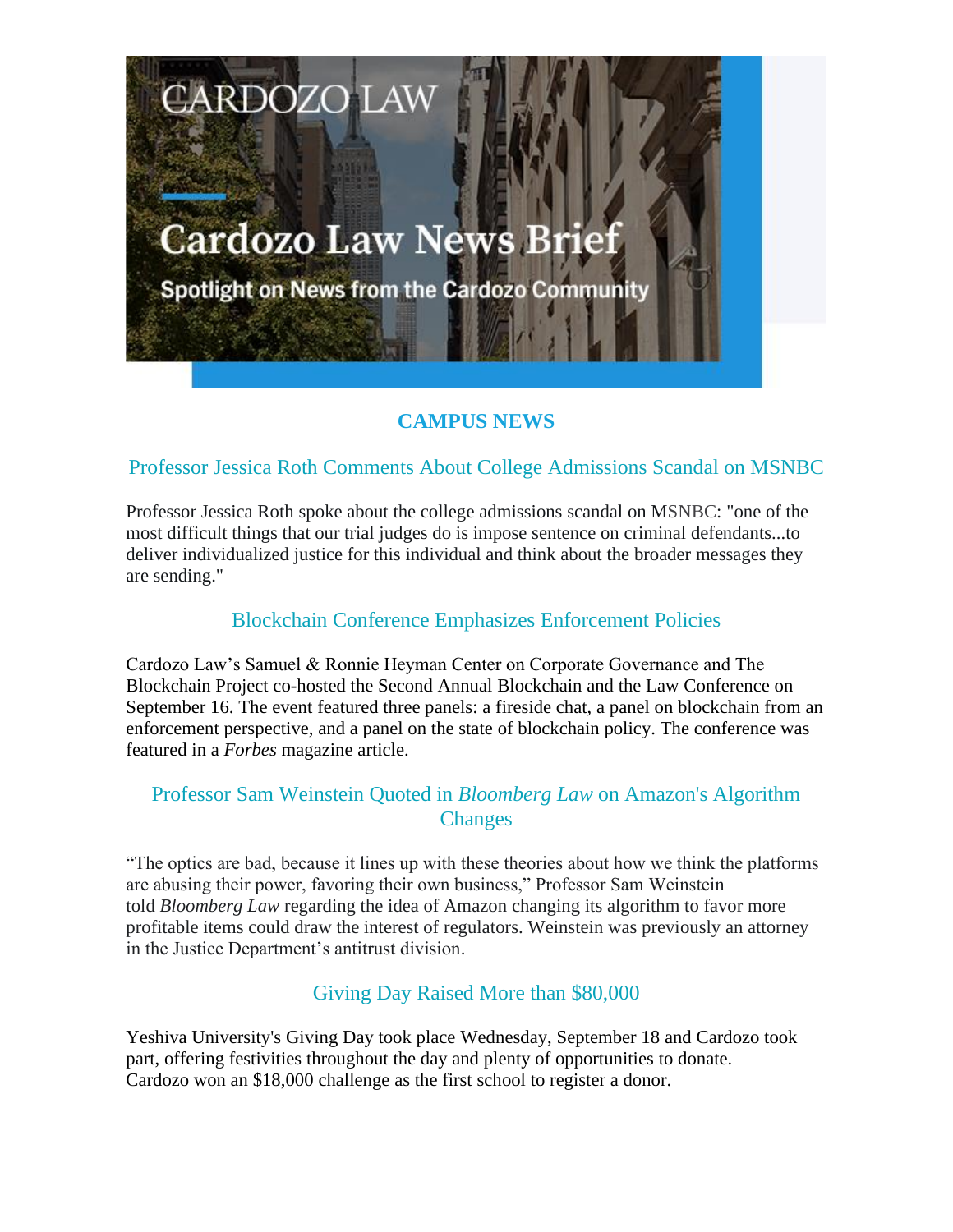# Cardozo Law News Brief

Spotlight on News from the Cardozo Community

## CAMPUS NEWS

### Professor Jessica Roth Comments About College Admissions Scandal on MSNBC

Professor Jessica Roth spoke about the college admissions scandal on MSNBC: "one of the most difficult things that our trial judges do is impose sentence on criminal defendants...to deliver individualized justice for this individual and think about the broader messages they are sending."

### Blockchain Conference Emphasizes Enforcement Policies

Cardozo Law's Samuel & Ronnie Heyman Center on Corporate Governance and The Blockchain Project co-hosted the Second Annual Blockchain and the Law Conference on September 16. The event featured three panels: a fireside chat, a panel on blockchain from an enforcement perspective, and a panel on the state of blockchain policy. The conference was featured in a *Forbes* magazine article.

### Professor Sam Weinstein Quoted in *Bloomberg Law* on Amazon's Algorithm Changes

"The optics are bad, because it lines up with these theories about how we think the platforms are abusing their power, favoring their own business," Professor Sam Weinstein told *Bloomberg Law* regarding the idea of Amazon changing its algorithm to favor more profitable items could draw the interest of regulators. Weinstein was previously an attorney in the Justice Department's antitrust division.

### Giving Day Raised More than $80,000

Yeshiva University's Giving Day took place Wednesday, September 18 and Cardozo took part, offering festivities throughout the day and plenty of opportunities to donate. Cardozo won an $18,000 challenge as the first school to register a donor.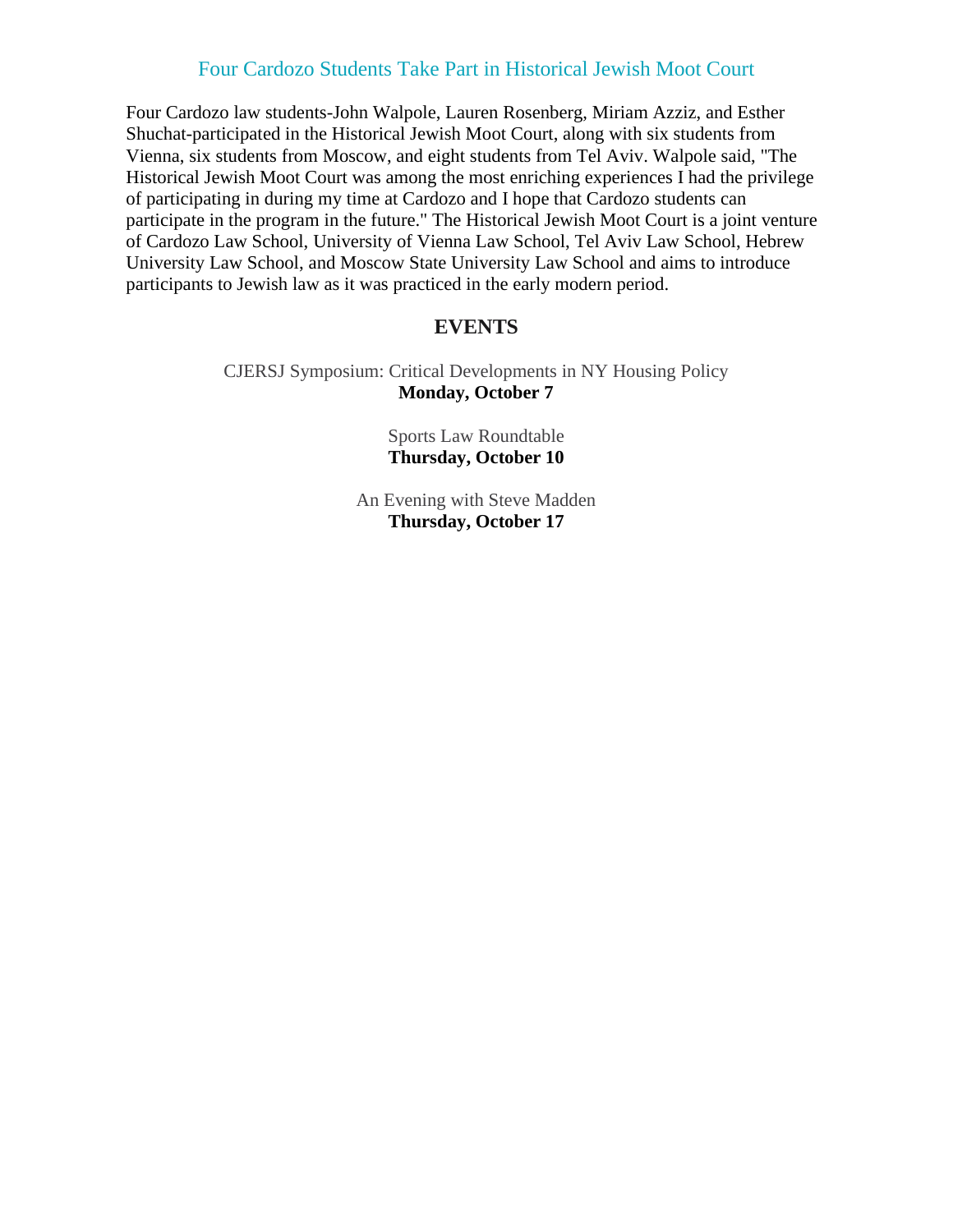## Four Cardozo Students Take Part in Historical Jewish Moot Court

Four Cardozo law students-John Walpole, Lauren Rosenberg, Miriam Azziz, and Esther Shuchat-participated in the Historical Jewish Moot Court, along with six students from Vienna, six students from Moscow, and eight students from Tel Aviv. Walpole said, "The Historical Jewish Moot Court was among the most enriching experiences I had the privilege of participating in during my time at Cardozo and I hope that Cardozo students can participate in the program in the future." The Historical Jewish Moot Court is a joint venture of Cardozo Law School, University of Vienna Law School, Tel Aviv Law School, Hebrew University Law School, and Moscow State University Law School and aims to introduce participants to Jewish law as it was practiced in the early modern period.

## EVENTS

CJERSJ Symposium: Critical Developments in NY Housing Policy
**Monday, October 7**

Sports Law Roundtable
**Thursday, October 10**

An Evening with Steve Madden
**Thursday, October 17**